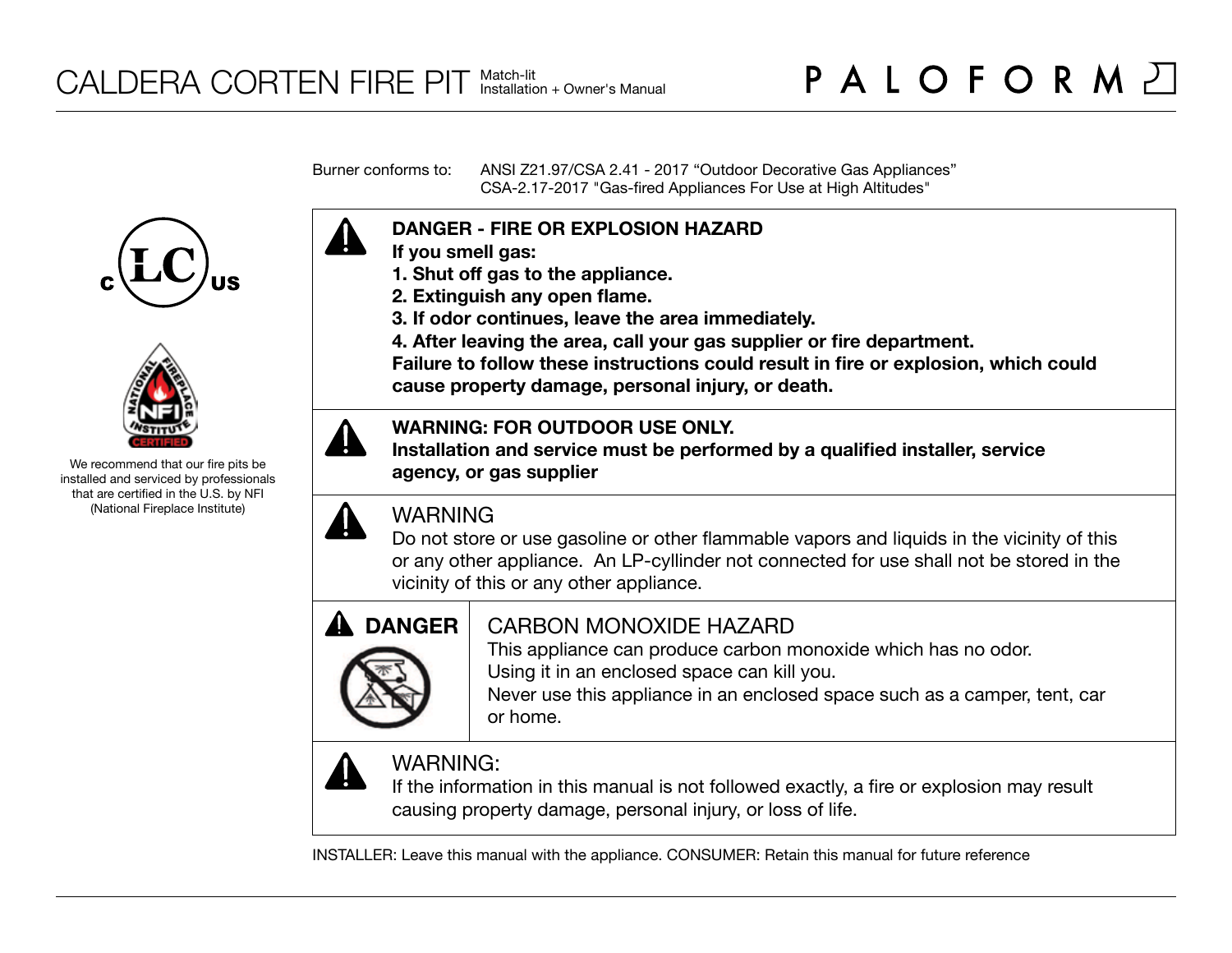# CALDERA CORTEN FIRE PIT

Match-lit
Installation + Owner's Manual

PALOFORM

Burner conforms to: ANSI Z21.97/CSA 2.41 - 2017 “Outdoor Decorative Gas Appliances”
CSA-2.17-2017 "Gas-fired Appliances For Use at High Altitudes"

c LC us

NATIONAL FIREPLACE INSTITUTE NFI CERTIFIED

We recommend that our fire pits be installed and serviced by professionals that are certified in the U.S. by NFI (National Fireplace Institute)

**DANGER - FIRE OR EXPLOSION HAZARD**
**If you smell gas:**
**1. Shut off gas to the appliance.**
**2. Extinguish any open flame.**
**3. If odor continues, leave the area immediately.**
**4. After leaving the area, call your gas supplier or fire department.**
**Failure to follow these instructions could result in fire or explosion, which could cause property damage, personal injury, or death.**

**WARNING: FOR OUTDOOR USE ONLY.**
**Installation and service must be performed by a qualified installer, service agency, or gas supplier**

WARNING
Do not store or use gasoline or other flammable vapors and liquids in the vicinity of this or any other appliance. An LP-cyllinder not connected for use shall not be stored in the vicinity of this or any other appliance.

**DANGER**

CARBON MONOXIDE HAZARD
This appliance can produce carbon monoxide which has no odor.
Using it in an enclosed space can kill you.
Never use this appliance in an enclosed space such as a camper, tent, car or home.

WARNING:
If the information in this manual is not followed exactly, a fire or explosion may result causing property damage, personal injury, or loss of life.

INSTALLER: Leave this manual with the appliance. CONSUMER: Retain this manual for future reference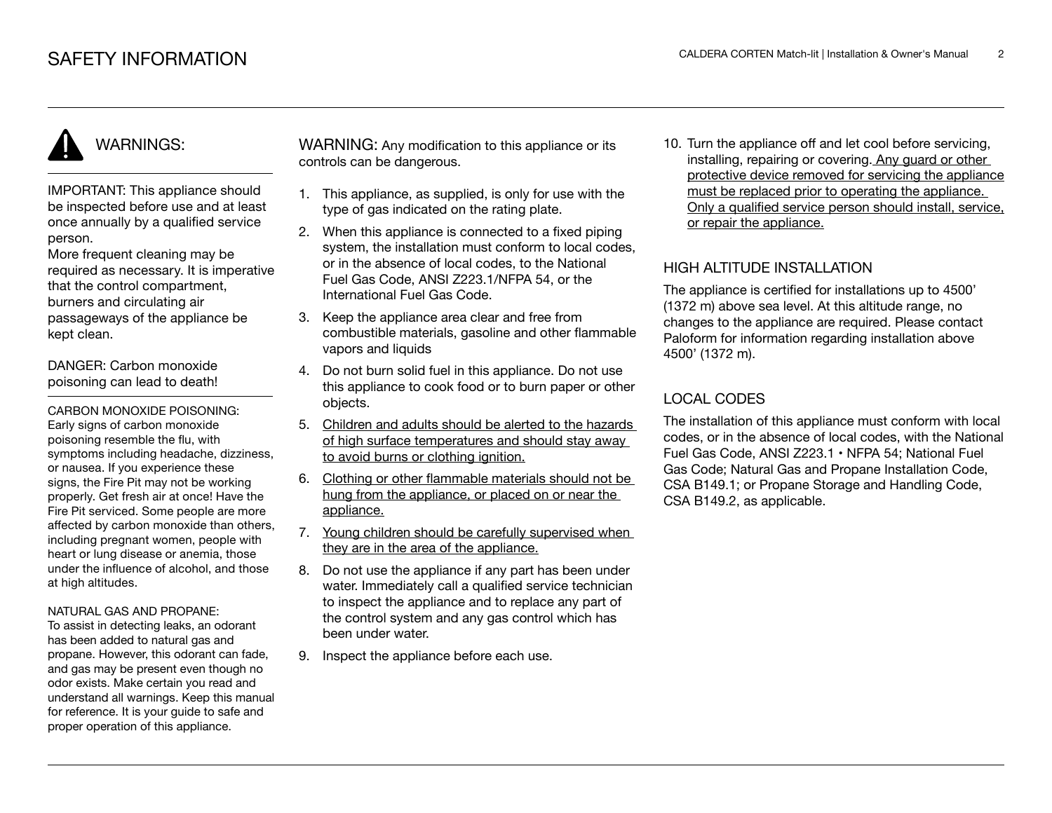# SAFETY INFORMATION

## WARNINGS:

IMPORTANT: This appliance should be inspected before use and at least once annually by a qualified service person.
More frequent cleaning may be required as necessary. It is imperative that the control compartment, burners and circulating air passageways of the appliance be kept clean.

DANGER: Carbon monoxide poisoning can lead to death!

CARBON MONOXIDE POISONING:
Early signs of carbon monoxide poisoning resemble the flu, with symptoms including headache, dizziness, or nausea. If you experience these signs, the Fire Pit may not be working properly. Get fresh air at once! Have the Fire Pit serviced. Some people are more affected by carbon monoxide than others, including pregnant women, people with heart or lung disease or anemia, those under the influence of alcohol, and those at high altitudes.

NATURAL GAS AND PROPANE:
To assist in detecting leaks, an odorant has been added to natural gas and propane. However, this odorant can fade, and gas may be present even though no odor exists. Make certain you read and understand all warnings. Keep this manual for reference. It is your guide to safe and proper operation of this appliance.

WARNING: Any modification to this appliance or its controls can be dangerous.

1. This appliance, as supplied, is only for use with the type of gas indicated on the rating plate.
2. When this appliance is connected to a fixed piping system, the installation must conform to local codes, or in the absence of local codes, to the National Fuel Gas Code, ANSI Z223.1/NFPA 54, or the International Fuel Gas Code.
3. Keep the appliance area clear and free from combustible materials, gasoline and other flammable vapors and liquids
4. Do not burn solid fuel in this appliance. Do not use this appliance to cook food or to burn paper or other objects.
5. Children and adults should be alerted to the hazards of high surface temperatures and should stay away to avoid burns or clothing ignition.
6. Clothing or other flammable materials should not be hung from the appliance, or placed on or near the appliance.
7. Young children should be carefully supervised when they are in the area of the appliance.
8. Do not use the appliance if any part has been under water. Immediately call a qualified service technician to inspect the appliance and to replace any part of the control system and any gas control which has been under water.
9. Inspect the appliance before each use.
10. Turn the appliance off and let cool before servicing, installing, repairing or covering. Any guard or other protective device removed for servicing the appliance must be replaced prior to operating the appliance. Only a qualified service person should install, service, or repair the appliance.

## HIGH ALTITUDE INSTALLATION

The appliance is certified for installations up to 4500’ (1372 m) above sea level. At this altitude range, no changes to the appliance are required. Please contact Paloform for information regarding installation above 4500’ (1372 m).

## LOCAL CODES

The installation of this appliance must conform with local codes, or in the absence of local codes, with the National Fuel Gas Code, ANSI Z223.1 • NFPA 54; National Fuel Gas Code; Natural Gas and Propane Installation Code, CSA B149.1; or Propane Storage and Handling Code, CSA B149.2, as applicable.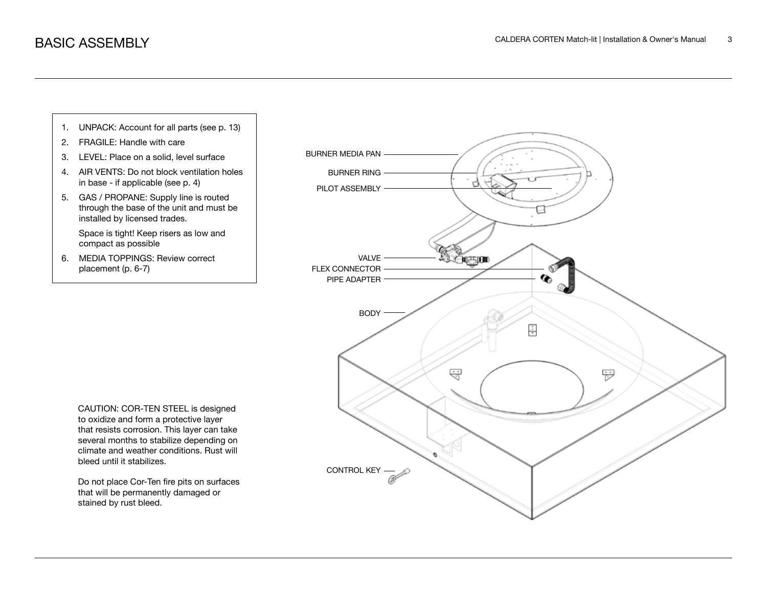# BASIC ASSEMBLY

1. UNPACK: Account for all parts (see p. 13)
2. FRAGILE: Handle with care
3. LEVEL: Place on a solid, level surface
4. AIR VENTS: Do not block ventilation holes in base - if applicable (see p. 4)
5. GAS / PROPANE: Supply line is routed through the base of the unit and must be installed by licensed trades.

   Space is tight! Keep risers as low and compact as possible
6. MEDIA TOPPINGS: Review correct placement (p. 6-7)

CAUTION: COR-TEN STEEL is designed to oxidize and form a protective layer that resists corrosion. This layer can take several months to stabilize depending on climate and weather conditions. Rust will bleed until it stabilizes.

Do not place Cor-Ten fire pits on surfaces that will be permanently damaged or stained by rust bleed.

BURNER MEDIA PAN

BURNER RING

PILOT ASSEMBLY

VALVE

FLEX CONNECTOR

PIPE ADAPTER

BODY

CONTROL KEY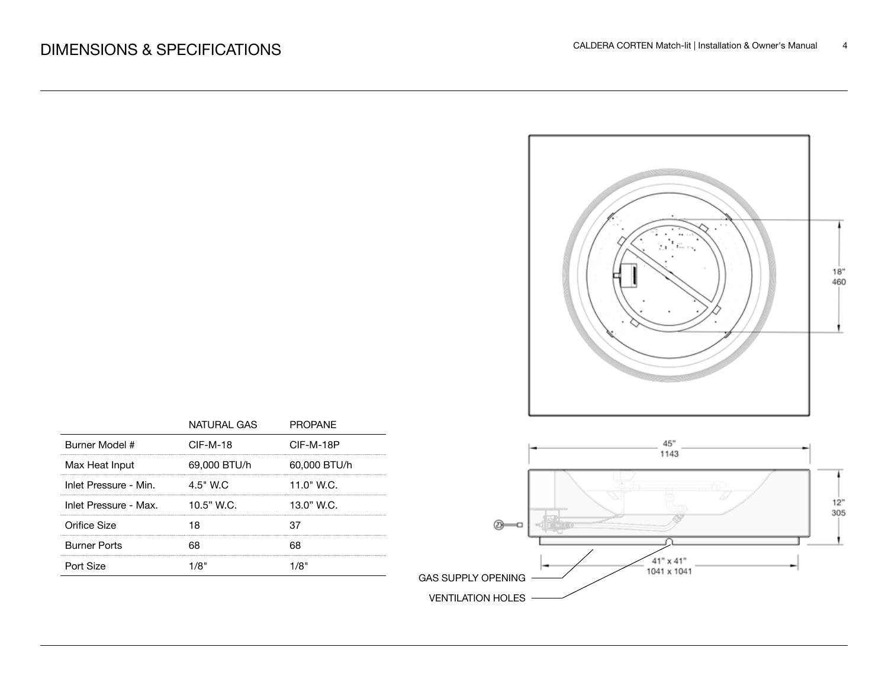# DIMENSIONS & SPECIFICATIONS

| | NATURAL GAS | PROPANE |
|---|---|---|
| Burner Model # | CIF-M-18 | CIF-M-18P |
| Max Heat Input | 69,000 BTU/h | 60,000 BTU/h |
| Inlet Pressure - Min. | 4.5" W.C | 11.0" W.C. |
| Inlet Pressure - Max. | 10.5" W.C. | 13.0" W.C. |
| Orifice Size | 18 | 37 |
| Burner Ports | 68 | 68 |
| Port Size | 1/8" | 1/8" |

18" 460

45" 1143

12" 305

41" x 41" 1041 x 1041

GAS SUPPLY OPENING

VENTILATION HOLES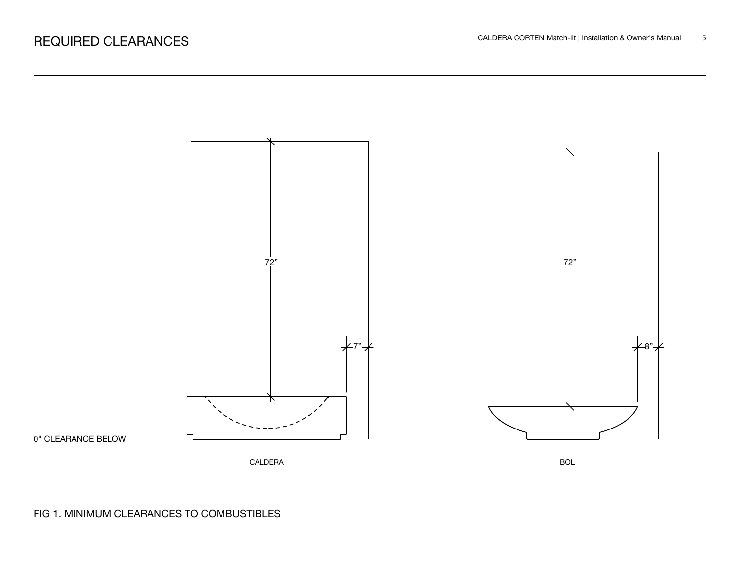# REQUIRED CLEARANCES

72”

7”

0" CLEARANCE BELOW

CALDERA

72”

8”

BOL

FIG 1. MINIMUM CLEARANCES TO COMBUSTIBLES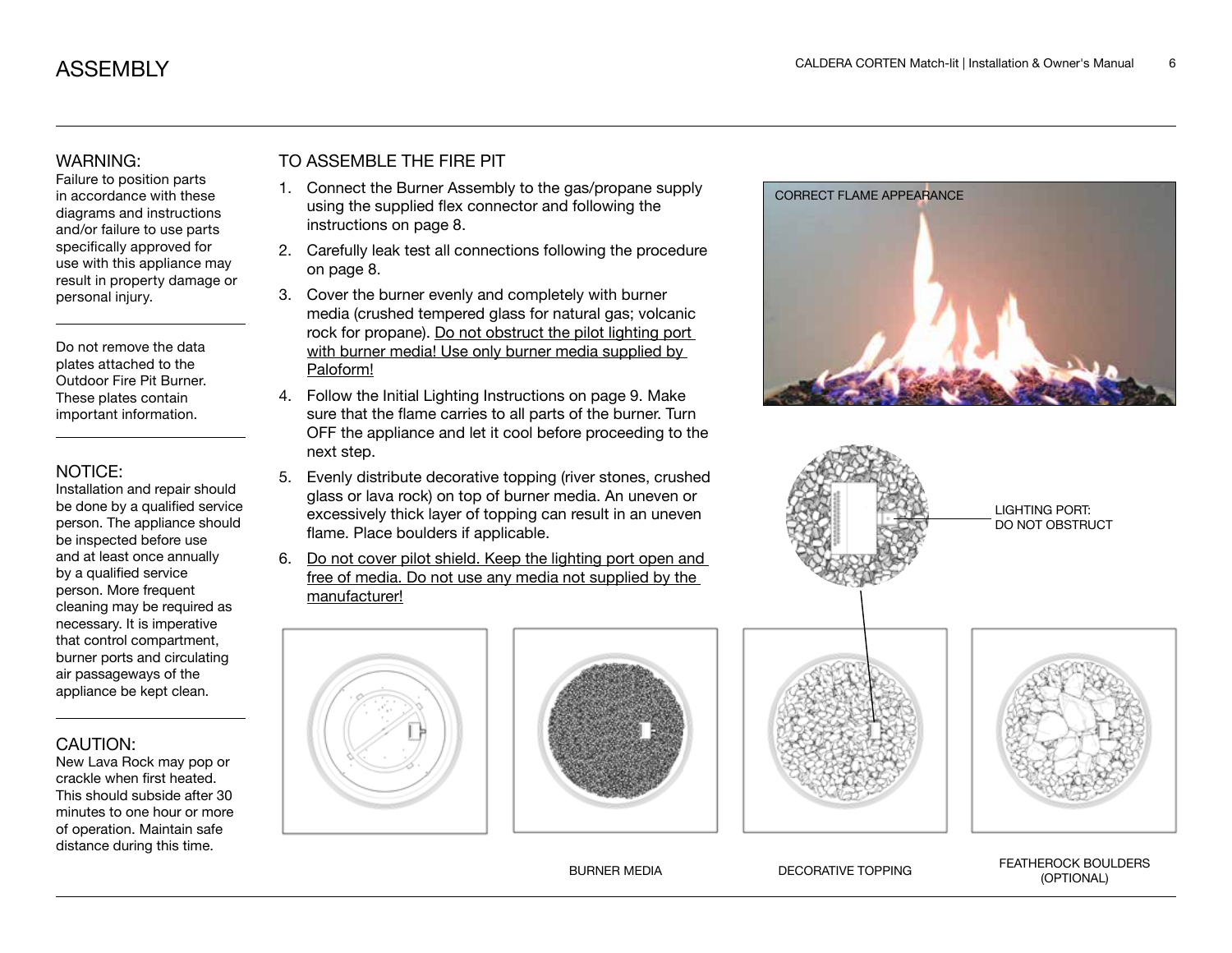# ASSEMBLY

## WARNING:

Failure to position parts in accordance with these diagrams and instructions and/or failure to use parts specifically approved for use with this appliance may result in property damage or personal injury.

Do not remove the data plates attached to the Outdoor Fire Pit Burner. These plates contain important information.

## NOTICE:

Installation and repair should be done by a qualified service person. The appliance should be inspected before use and at least once annually by a qualified service person. More frequent cleaning may be required as necessary. It is imperative that control compartment, burner ports and circulating air passageways of the appliance be kept clean.

## CAUTION:

New Lava Rock may pop or crackle when first heated. This should subside after 30 minutes to one hour or more of operation. Maintain safe distance during this time.

## TO ASSEMBLE THE FIRE PIT

1. Connect the Burner Assembly to the gas/propane supply using the supplied flex connector and following the instructions on page 8.
2. Carefully leak test all connections following the procedure on page 8.
3. Cover the burner evenly and completely with burner media (crushed tempered glass for natural gas; volcanic rock for propane). Do not obstruct the pilot lighting port with burner media! Use only burner media supplied by Paloform!
4. Follow the Initial Lighting Instructions on page 9. Make sure that the flame carries to all parts of the burner. Turn OFF the appliance and let it cool before proceeding to the next step.
5. Evenly distribute decorative topping (river stones, crushed glass or lava rock) on top of burner media. An uneven or excessively thick layer of topping can result in an uneven flame. Place boulders if applicable.
6. Do not cover pilot shield. Keep the lighting port open and free of media. Do not use any media not supplied by the manufacturer!

CORRECT FLAME APPEARANCE

LIGHTING PORT: DO NOT OBSTRUCT

BURNER MEDIA

DECORATIVE TOPPING

FEATHEROCK BOULDERS (OPTIONAL)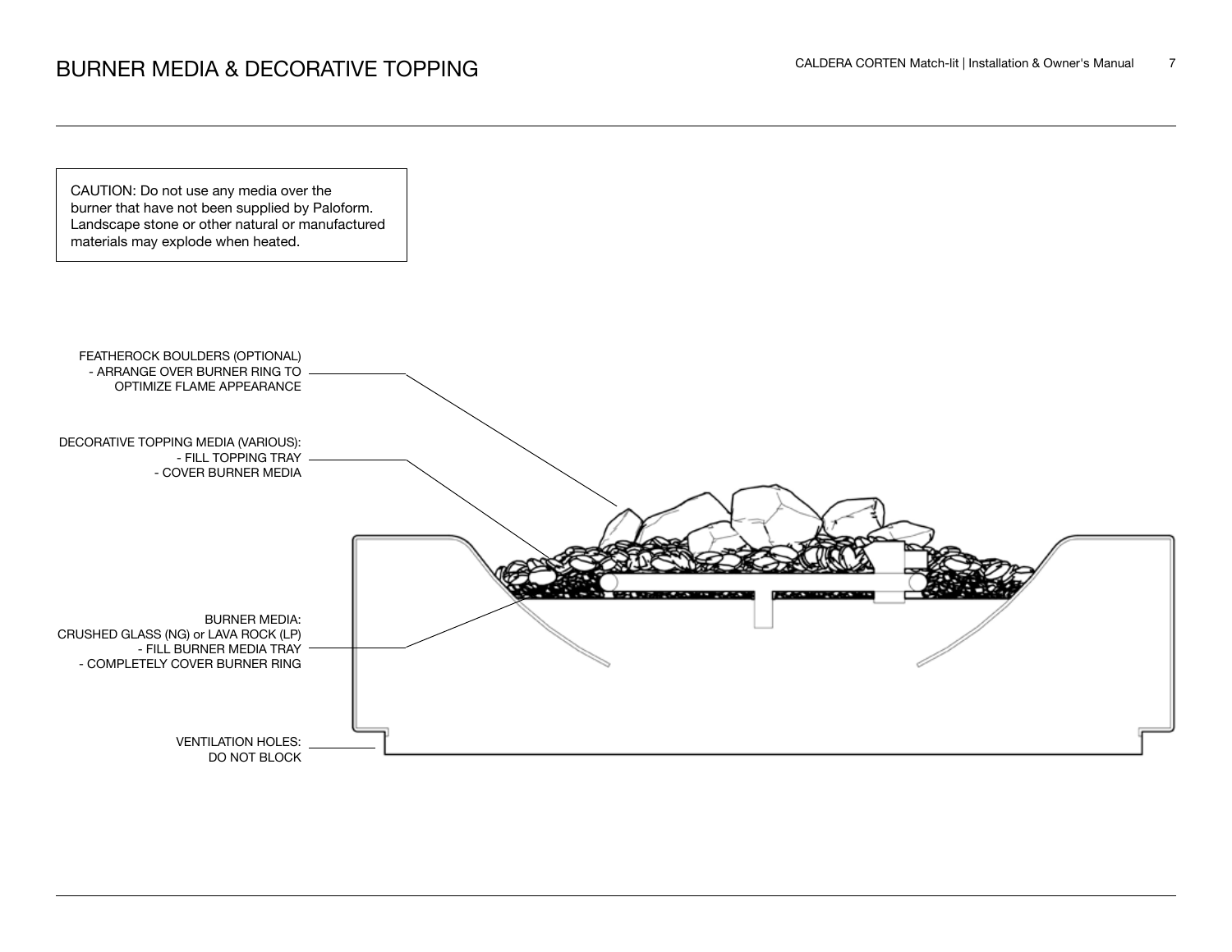# BURNER MEDIA & DECORATIVE TOPPING

CAUTION: Do not use any media over the burner that have not been supplied by Paloform. Landscape stone or other natural or manufactured materials may explode when heated.

FEATHEROCK BOULDERS (OPTIONAL)
- ARRANGE OVER BURNER RING TO OPTIMIZE FLAME APPEARANCE

DECORATIVE TOPPING MEDIA (VARIOUS):
- FILL TOPPING TRAY
- COVER BURNER MEDIA

BURNER MEDIA:
CRUSHED GLASS (NG) or LAVA ROCK (LP)
- FILL BURNER MEDIA TRAY
- COMPLETELY COVER BURNER RING

VENTILATION HOLES:
DO NOT BLOCK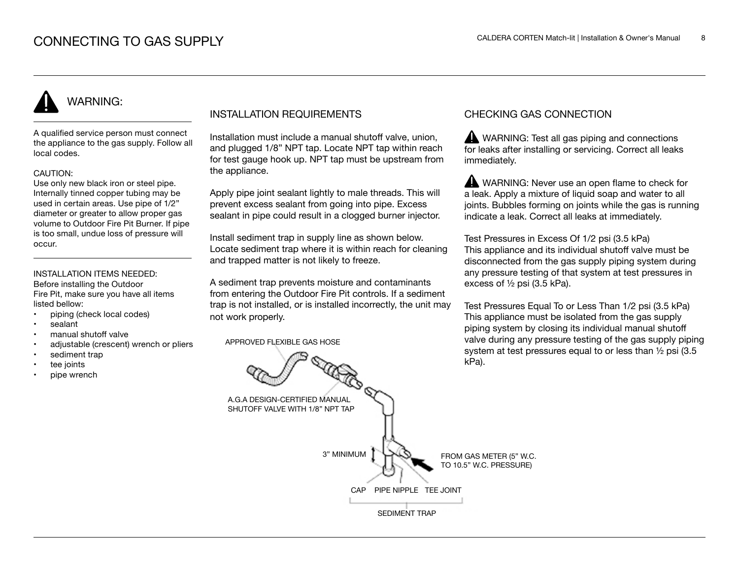# CONNECTING TO GAS SUPPLY

## WARNING:

A qualified service person must connect the appliance to the gas supply. Follow all local codes.

CAUTION:
Use only new black iron or steel pipe. Internally tinned copper tubing may be used in certain areas. Use pipe of 1/2" diameter or greater to allow proper gas volume to Outdoor Fire Pit Burner. If pipe is too small, undue loss of pressure will occur.

INSTALLATION ITEMS NEEDED:
Before installing the Outdoor Fire Pit, make sure you have all items listed bellow:

- piping (check local codes)
- sealant
- manual shutoff valve
- adjustable (crescent) wrench or pliers
- sediment trap
- tee joints
- pipe wrench

## INSTALLATION REQUIREMENTS

Installation must include a manual shutoff valve, union, and plugged 1/8" NPT tap. Locate NPT tap within reach for test gauge hook up. NPT tap must be upstream from the appliance.

Apply pipe joint sealant lightly to male threads. This will prevent excess sealant from going into pipe. Excess sealant in pipe could result in a clogged burner injector.

Install sediment trap in supply line as shown below. Locate sediment trap where it is within reach for cleaning and trapped matter is not likely to freeze.

A sediment trap prevents moisture and contaminants from entering the Outdoor Fire Pit controls. If a sediment trap is not installed, or is installed incorrectly, the unit may not work properly.

APPROVED FLEXIBLE GAS HOSE

A.G.A DESIGN-CERTIFIED MANUAL SHUTOFF VALVE WITH 1/8" NPT TAP

3" MINIMUM

FROM GAS METER (5" W.C. TO 10.5" W.C. PRESSURE)

CAP PIPE NIPPLE TEE JOINT

SEDIMENT TRAP

## CHECKING GAS CONNECTION

WARNING: Test all gas piping and connections for leaks after installing or servicing. Correct all leaks immediately.

WARNING: Never use an open flame to check for a leak. Apply a mixture of liquid soap and water to all joints. Bubbles forming on joints while the gas is running indicate a leak. Correct all leaks at immediately.

Test Pressures in Excess Of 1/2 psi (3.5 kPa)
This appliance and its individual shutoff valve must be disconnected from the gas supply piping system during any pressure testing of that system at test pressures in excess of ½ psi (3.5 kPa).

Test Pressures Equal To or Less Than 1/2 psi (3.5 kPa)
This appliance must be isolated from the gas supply piping system by closing its individual manual shutoff valve during any pressure testing of the gas supply piping system at test pressures equal to or less than ½ psi (3.5 kPa).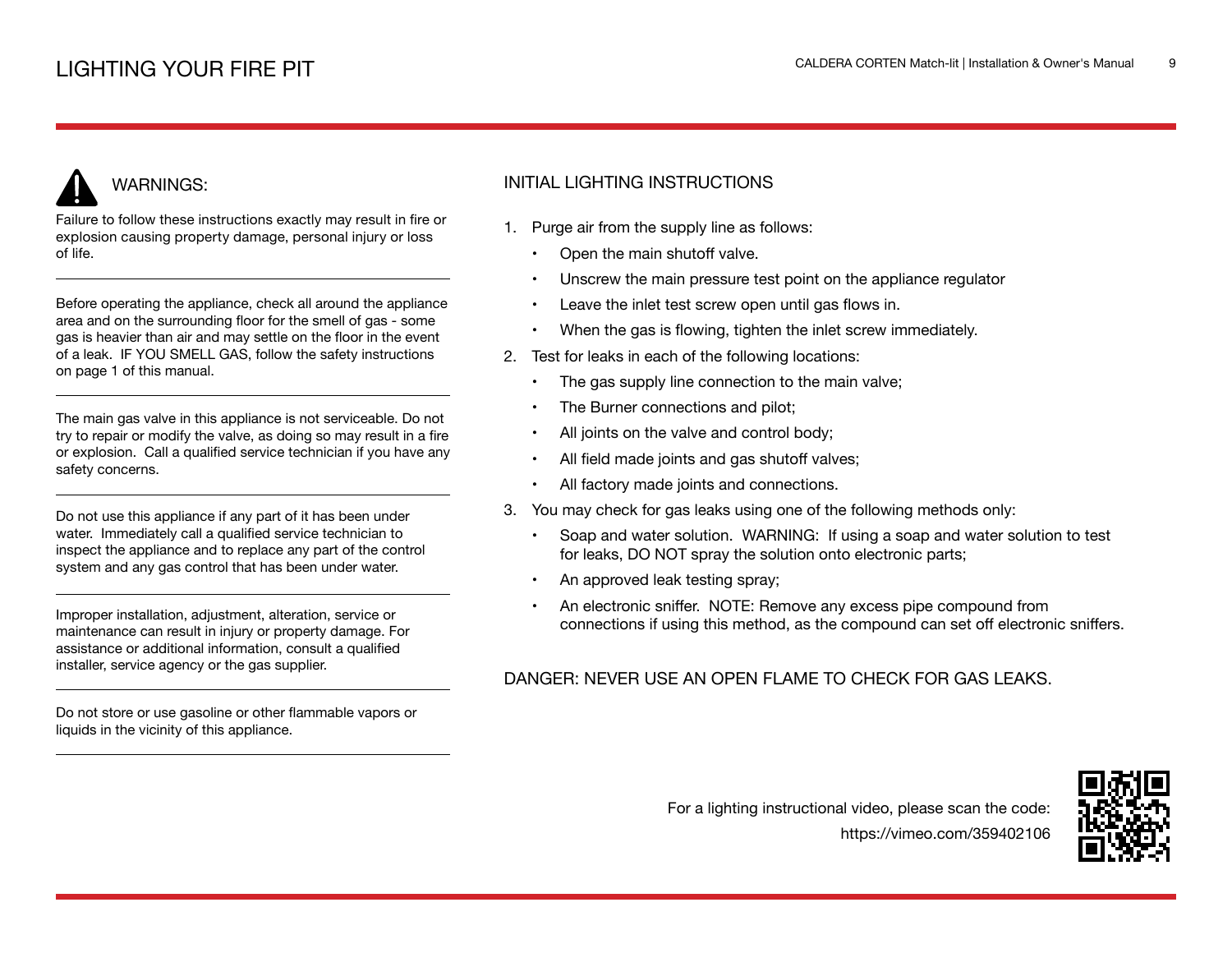# LIGHTING YOUR FIRE PIT

## WARNINGS:

Failure to follow these instructions exactly may result in fire or explosion causing property damage, personal injury or loss of life.

---

Before operating the appliance, check all around the appliance area and on the surrounding floor for the smell of gas - some gas is heavier than air and may settle on the floor in the event of a leak. IF YOU SMELL GAS, follow the safety instructions on page 1 of this manual.

---

The main gas valve in this appliance is not serviceable. Do not try to repair or modify the valve, as doing so may result in a fire or explosion. Call a qualified service technician if you have any safety concerns.

---

Do not use this appliance if any part of it has been under water. Immediately call a qualified service technician to inspect the appliance and to replace any part of the control system and any gas control that has been under water.

---

Improper installation, adjustment, alteration, service or maintenance can result in injury or property damage. For assistance or additional information, consult a qualified installer, service agency or the gas supplier.

---

Do not store or use gasoline or other flammable vapors or liquids in the vicinity of this appliance.

---

## INITIAL LIGHTING INSTRUCTIONS

1. Purge air from the supply line as follows:
   - Open the main shutoff valve.
   - Unscrew the main pressure test point on the appliance regulator
   - Leave the inlet test screw open until gas flows in.
   - When the gas is flowing, tighten the inlet screw immediately.
2. Test for leaks in each of the following locations:
   - The gas supply line connection to the main valve;
   - The Burner connections and pilot;
   - All joints on the valve and control body;
   - All field made joints and gas shutoff valves;
   - All factory made joints and connections.
3. You may check for gas leaks using one of the following methods only:
   - Soap and water solution. WARNING: If using a soap and water solution to test for leaks, DO NOT spray the solution onto electronic parts;
   - An approved leak testing spray;
   - An electronic sniffer. NOTE: Remove any excess pipe compound from connections if using this method, as the compound can set off electronic sniffers.

DANGER: NEVER USE AN OPEN FLAME TO CHECK FOR GAS LEAKS.

For a lighting instructional video, please scan the code:
https://vimeo.com/359402106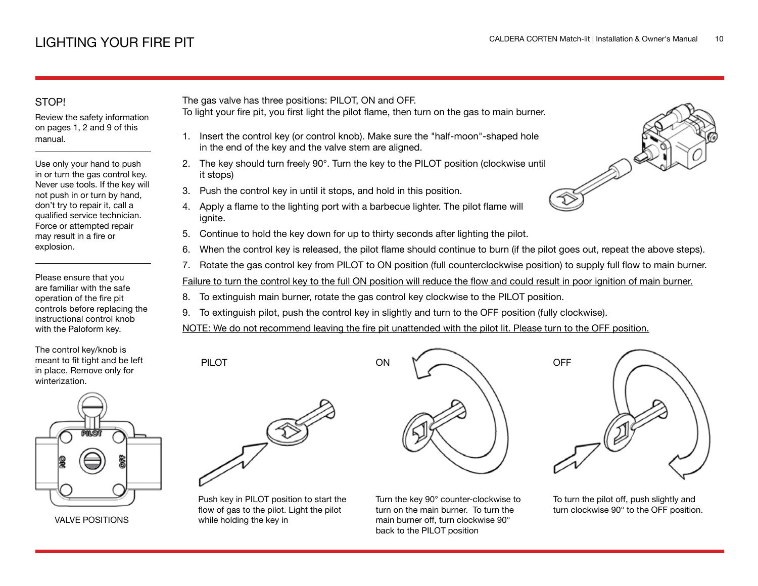# LIGHTING YOUR FIRE PIT

## STOP!

Review the safety information on pages 1, 2 and 9 of this manual.

Use only your hand to push in or turn the gas control key. Never use tools. If the key will not push in or turn by hand, don't try to repair it, call a qualified service technician. Force or attempted repair may result in a fire or explosion.

Please ensure that you are familiar with the safe operation of the fire pit controls before replacing the instructional control knob with the Paloform key.

The control key/knob is meant to fit tight and be left in place. Remove only for winterization.

PILOT

ON

OFF

VALVE POSITIONS

The gas valve has three positions: PILOT, ON and OFF.
To light your fire pit, you first light the pilot flame, then turn on the gas to main burner.

1. Insert the control key (or control knob). Make sure the "half-moon"-shaped hole in the end of the key and the valve stem are aligned.
2. The key should turn freely 90°. Turn the key to the PILOT position (clockwise until it stops)
3. Push the control key in until it stops, and hold in this position.
4. Apply a flame to the lighting port with a barbecue lighter. The pilot flame will ignite.
5. Continue to hold the key down for up to thirty seconds after lighting the pilot.
6. When the control key is released, the pilot flame should continue to burn (if the pilot goes out, repeat the above steps).
7. Rotate the gas control key from PILOT to ON position (full counterclockwise position) to supply full flow to main burner.

<u>Failure to turn the control key to the full ON position will reduce the flow and could result in poor ignition of main burner.</u>

8. To extinguish main burner, rotate the gas control key clockwise to the PILOT position.
9. To extinguish pilot, push the control key in slightly and turn to the OFF position (fully clockwise).

<u>NOTE: We do not recommend leaving the fire pit unattended with the pilot lit. Please turn to the OFF position.</u>

**PILOT**

Push key in PILOT position to start the flow of gas to the pilot. Light the pilot while holding the key in

**ON**

Turn the key 90° counter-clockwise to turn on the main burner. To turn the main burner off, turn clockwise 90° back to the PILOT position

**OFF**

To turn the pilot off, push slightly and turn clockwise 90° to the OFF position.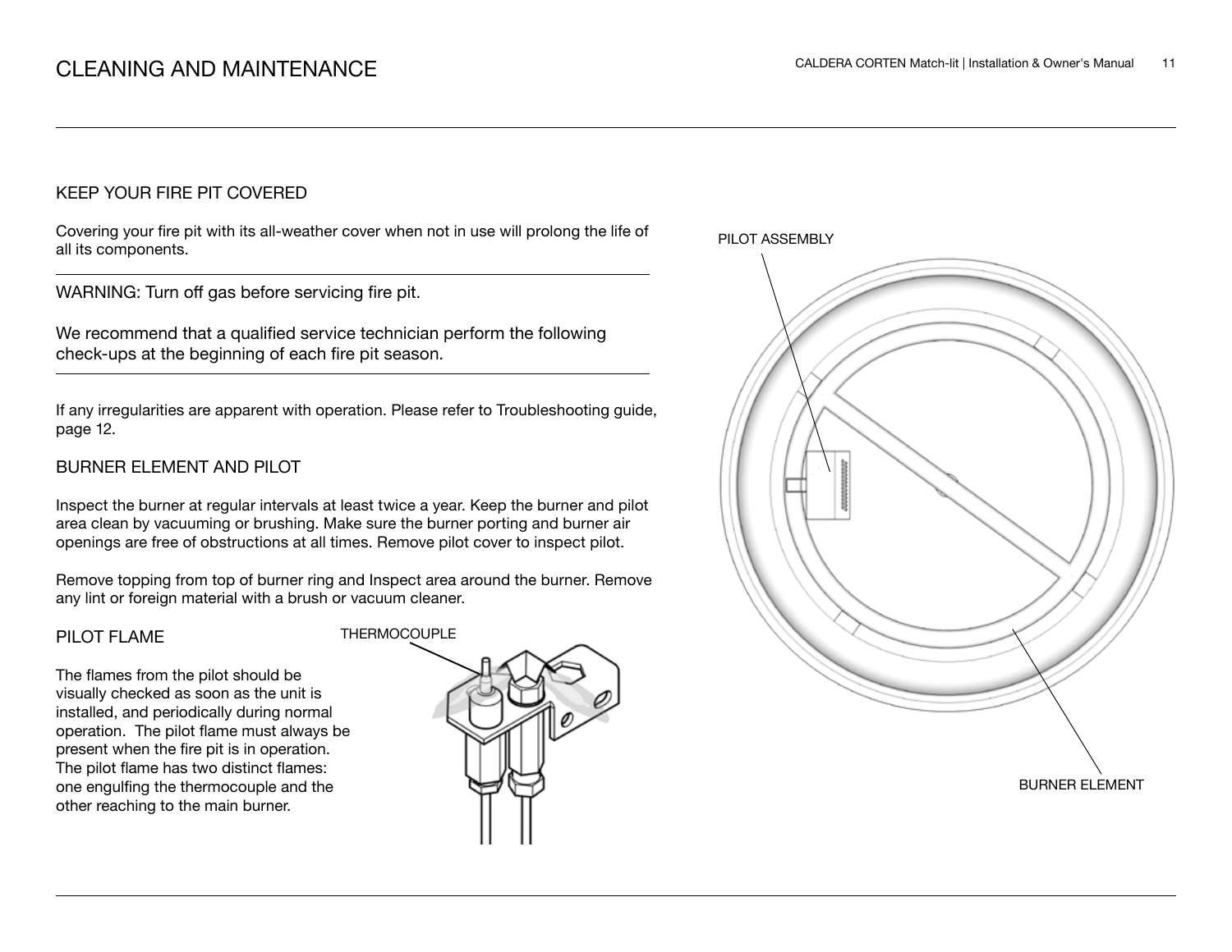# CLEANING AND MAINTENANCE

## KEEP YOUR FIRE PIT COVERED

Covering your fire pit with its all-weather cover when not in use will prolong the life of all its components.

WARNING: Turn off gas before servicing fire pit.

We recommend that a qualified service technician perform the following check-ups at the beginning of each fire pit season.

If any irregularities are apparent with operation. Please refer to Troubleshooting guide, page 12.

## BURNER ELEMENT AND PILOT

Inspect the burner at regular intervals at least twice a year. Keep the burner and pilot area clean by vacuuming or brushing. Make sure the burner porting and burner air openings are free of obstructions at all times. Remove pilot cover to inspect pilot.

Remove topping from top of burner ring and Inspect area around the burner. Remove any lint or foreign material with a brush or vacuum cleaner.

## PILOT FLAME

The flames from the pilot should be visually checked as soon as the unit is installed, and periodically during normal operation. The pilot flame must always be present when the fire pit is in operation. The pilot flame has two distinct flames: one engulfing the thermocouple and the other reaching to the main burner.

THERMOCOUPLE

PILOT ASSEMBLY

BURNER ELEMENT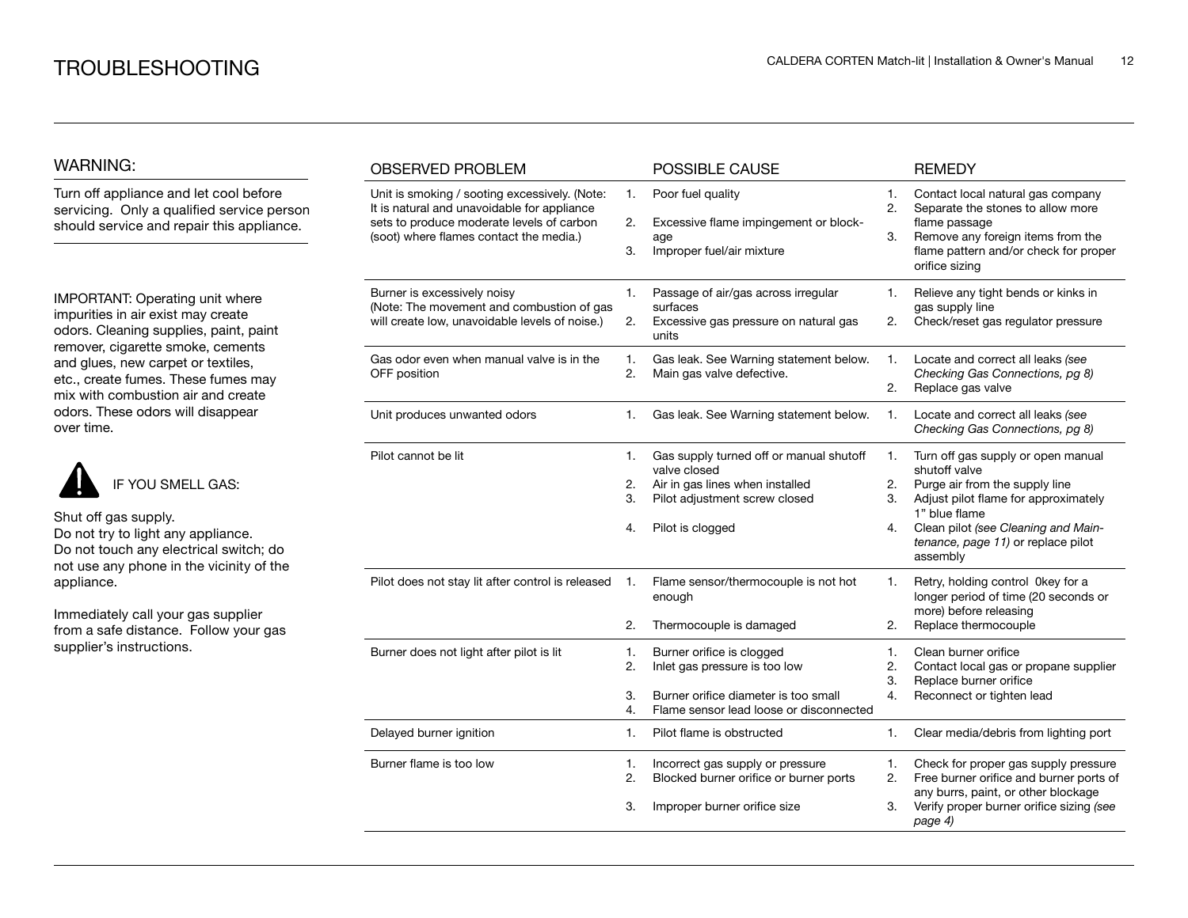# TROUBLESHOOTING

## WARNING:

Turn off appliance and let cool before servicing. Only a qualified service person should service and repair this appliance.

IMPORTANT: Operating unit where impurities in air exist may create odors. Cleaning supplies, paint, paint remover, cigarette smoke, cements and glues, new carpet or textiles, etc., create fumes. These fumes may mix with combustion air and create odors. These odors will disappear over time.

IF YOU SMELL GAS:

Shut off gas supply.
Do not try to light any appliance.
Do not touch any electrical switch; do not use any phone in the vicinity of the appliance.

Immediately call your gas supplier from a safe distance. Follow your gas supplier's instructions.

| OBSERVED PROBLEM | POSSIBLE CAUSE | REMEDY |
|---|---|---|
| Unit is smoking / sooting excessively. (Note: It is natural and unavoidable for appliance sets to produce moderate levels of carbon (soot) where flames contact the media.) | 1. Poor fuel quality<br>2. Excessive flame impingement or blockage<br>3. Improper fuel/air mixture | 1. Contact local natural gas company<br>2. Separate the stones to allow more flame passage<br>3. Remove any foreign items from the flame pattern and/or check for proper orifice sizing |
| Burner is excessively noisy (Note: The movement and combustion of gas will create low, unavoidable levels of noise.) | 1. Passage of air/gas across irregular surfaces<br>2. Excessive gas pressure on natural gas units | 1. Relieve any tight bends or kinks in gas supply line<br>2. Check/reset gas regulator pressure |
| Gas odor even when manual valve is in the OFF position | 1. Gas leak. See Warning statement below.<br>2. Main gas valve defective. | 1. Locate and correct all leaks *(see Checking Gas Connections, pg 8)*<br>2. Replace gas valve |
| Unit produces unwanted odors | 1. Gas leak. See Warning statement below. | 1. Locate and correct all leaks *(see Checking Gas Connections, pg 8)* |
| Pilot cannot be lit | 1. Gas supply turned off or manual shutoff valve closed<br>2. Air in gas lines when installed<br>3. Pilot adjustment screw closed<br>4. Pilot is clogged | 1. Turn off gas supply or open manual shutoff valve<br>2. Purge air from the supply line<br>3. Adjust pilot flame for approximately 1" blue flame<br>4. Clean pilot *(see Cleaning and Maintenance, page 11)* or replace pilot assembly |
| Pilot does not stay lit after control is released | 1. Flame sensor/thermocouple is not hot enough<br>2. Thermocouple is damaged | 1. Retry, holding control 0key for a longer period of time (20 seconds or more) before releasing<br>2. Replace thermocouple |
| Burner does not light after pilot is lit | 1. Burner orifice is clogged<br>2. Inlet gas pressure is too low<br>3. Burner orifice diameter is too small<br>4. Flame sensor lead loose or disconnected | 1. Clean burner orifice<br>2. Contact local gas or propane supplier<br>3. Replace burner orifice<br>4. Reconnect or tighten lead |
| Delayed burner ignition | 1. Pilot flame is obstructed | 1. Clear media/debris from lighting port |
| Burner flame is too low | 1. Incorrect gas supply or pressure<br>2. Blocked burner orifice or burner ports<br>3. Improper burner orifice size | 1. Check for proper gas supply pressure<br>2. Free burner orifice and burner ports of any burrs, paint, or other blockage<br>3. Verify proper burner orifice sizing *(see page 4)* |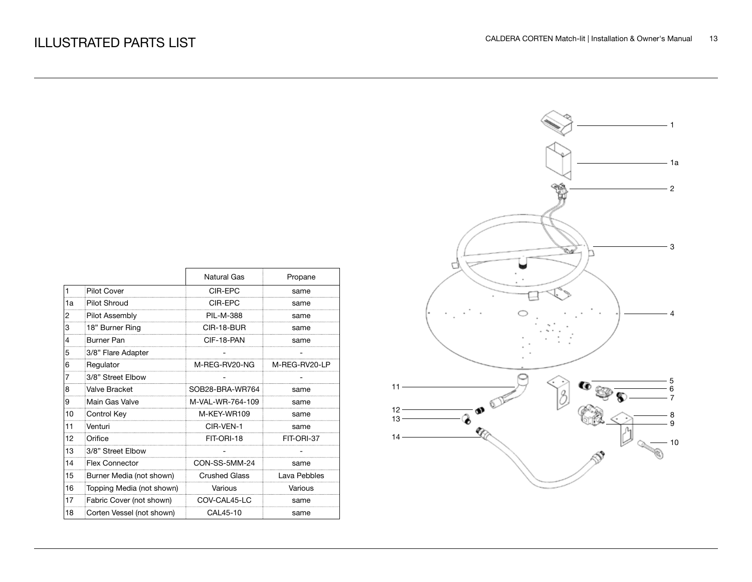# ILLUSTRATED PARTS LIST

| | | Natural Gas | Propane |
|---|---|---|---|
| 1 | Pilot Cover | CIR-EPC | same |
| 1a | Pilot Shroud | CIR-EPC | same |
| 2 | Pilot Assembly | PIL-M-388 | same |
| 3 | 18" Burner Ring | CIR-18-BUR | same |
| 4 | Burner Pan | CIF-18-PAN | same |
| 5 | 3/8" Flare Adapter | - | - |
| 6 | Regulator | M-REG-RV20-NG | M-REG-RV20-LP |
| 7 | 3/8" Street Elbow | - | - |
| 8 | Valve Bracket | SOB28-BRA-WR764 | same |
| 9 | Main Gas Valve | M-VAL-WR-764-109 | same |
| 10 | Control Key | M-KEY-WR109 | same |
| 11 | Venturi | CIR-VEN-1 | same |
| 12 | Orifice | FIT-ORI-18 | FIT-ORI-37 |
| 13 | 3/8" Street Elbow | - | - |
| 14 | Flex Connector | CON-SS-5MM-24 | same |
| 15 | Burner Media (not shown) | Crushed Glass | Lava Pebbles |
| 16 | Topping Media (not shown) | Various | Various |
| 17 | Fabric Cover (not shown) | COV-CAL45-LC | same |
| 18 | Corten Vessel (not shown) | CAL45-10 | same |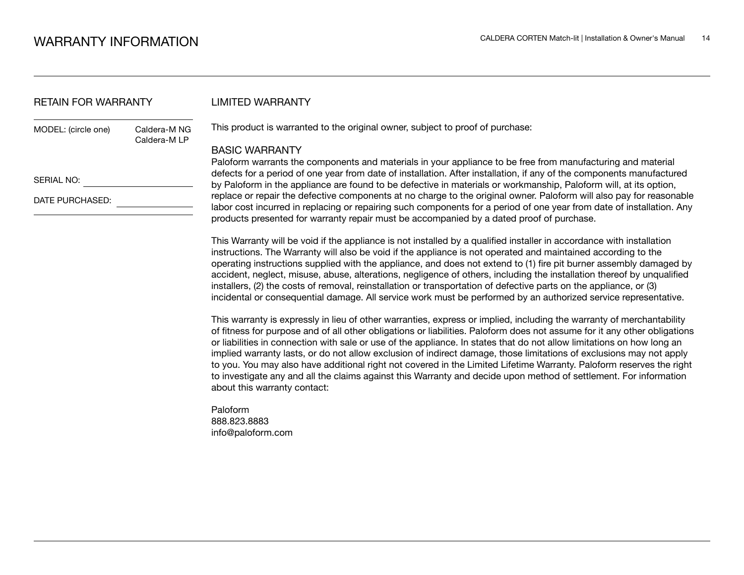# WARRANTY INFORMATION

## RETAIN FOR WARRANTY

| | |
|---|---|
| MODEL: (circle one) | Caldera-M NG<br>Caldera-M LP |
| SERIAL NO: | |
| DATE PURCHASED: | |

## LIMITED WARRANTY

This product is warranted to the original owner, subject to proof of purchase:

### BASIC WARRANTY

Paloform warrants the components and materials in your appliance to be free from manufacturing and material defects for a period of one year from date of installation. After installation, if any of the components manufactured by Paloform in the appliance are found to be defective in materials or workmanship, Paloform will, at its option, replace or repair the defective components at no charge to the original owner. Paloform will also pay for reasonable labor cost incurred in replacing or repairing such components for a period of one year from date of installation. Any products presented for warranty repair must be accompanied by a dated proof of purchase.

This Warranty will be void if the appliance is not installed by a qualified installer in accordance with installation instructions. The Warranty will also be void if the appliance is not operated and maintained according to the operating instructions supplied with the appliance, and does not extend to (1) fire pit burner assembly damaged by accident, neglect, misuse, abuse, alterations, negligence of others, including the installation thereof by unqualified installers, (2) the costs of removal, reinstallation or transportation of defective parts on the appliance, or (3) incidental or consequential damage. All service work must be performed by an authorized service representative.

This warranty is expressly in lieu of other warranties, express or implied, including the warranty of merchantability of fitness for purpose and of all other obligations or liabilities. Paloform does not assume for it any other obligations or liabilities in connection with sale or use of the appliance. In states that do not allow limitations on how long an implied warranty lasts, or do not allow exclusion of indirect damage, those limitations of exclusions may not apply to you. You may also have additional right not covered in the Limited Lifetime Warranty. Paloform reserves the right to investigate any and all the claims against this Warranty and decide upon method of settlement. For information about this warranty contact:

Paloform
888.823.8883
info@paloform.com